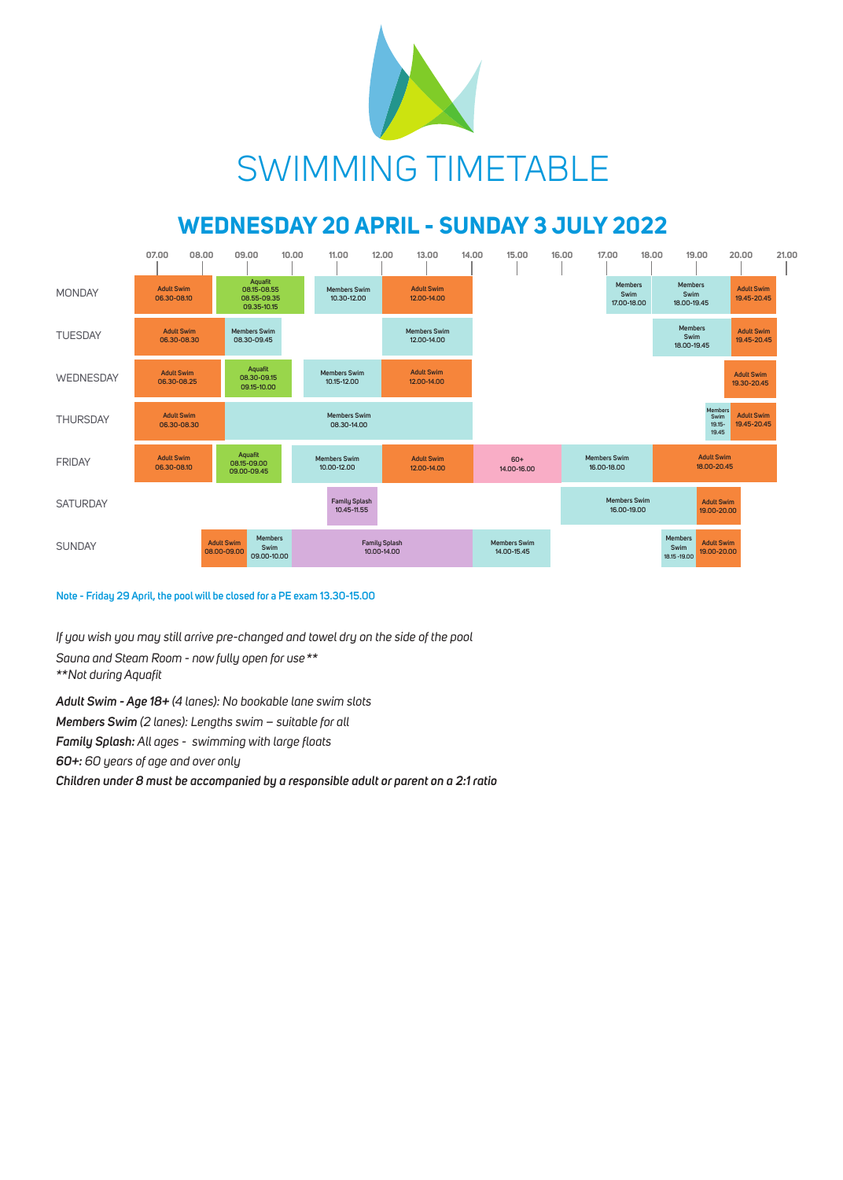# SWIMMING TIMETABLE

## WEDNESDAY 20 APRIL - SUNDAY 3 JULY 2022

| Day | Sessions |
|---|---|
| MONDAY | Adult Swim 06.30-08.10; Aquafit 08.15-08.55, 08.55-09.35, 09.35-10.15; Members Swim 10.30-12.00; Adult Swim 12.00-14.00; Members Swim 17.00-18.00; Members Swim 18.00-19.45; Adult Swim 19.45-20.45 |
| TUESDAY | Adult Swim 06.30-08.30; Members Swim 08.30-09.45; Members Swim 12.00-14.00; Members Swim 18.00-19.45; Adult Swim 19.45-20.45 |
| WEDNESDAY | Adult Swim 06.30-08.25; Aquafit 08.30-09.15, 09.15-10.00; Members Swim 10.15-12.00; Adult Swim 12.00-14.00; Adult Swim 19.30-20.45 |
| THURSDAY | Adult Swim 06.30-08.30; Members Swim 08.30-14.00; Members Swim 19.15-19.45; Adult Swim 19.45-20.45 |
| FRIDAY | Adult Swim 06.30-08.10; Aquafit 08.15-09.00, 09.00-09.45; Members Swim 10.00-12.00; Adult Swim 12.00-14.00; 60+ 14.00-16.00; Members Swim 16.00-18.00; Adult Swim 18.00-20.45 |
| SATURDAY | Family Splash 10.45-11.55; Members Swim 16.00-19.00; Adult Swim 19.00-20.00 |
| SUNDAY | Adult Swim 08.00-09.00; Members Swim 09.00-10.00; Family Splash 10.00-14.00; Members Swim 14.00-15.45; Members Swim 18.15-19.00; Adult Swim 19.00-20.00 |

Note - Friday 29 April, the pool will be closed for a PE exam 13.30-15.00

*If you wish you may still arrive pre-changed and towel dry on the side of the pool*

*Sauna and Steam Room - now fully open for use***

****Not during Aquafit*

***Adult Swim - Age 18+** (4 lanes): No bookable lane swim slots*

***Members Swim** (2 lanes): Lengths swim – suitable for all*

***Family Splash:** All ages - swimming with large floats*

***60+:** 60 years of age and over only*

***Children under 8 must be accompanied by a responsible adult or parent on a 2:1 ratio***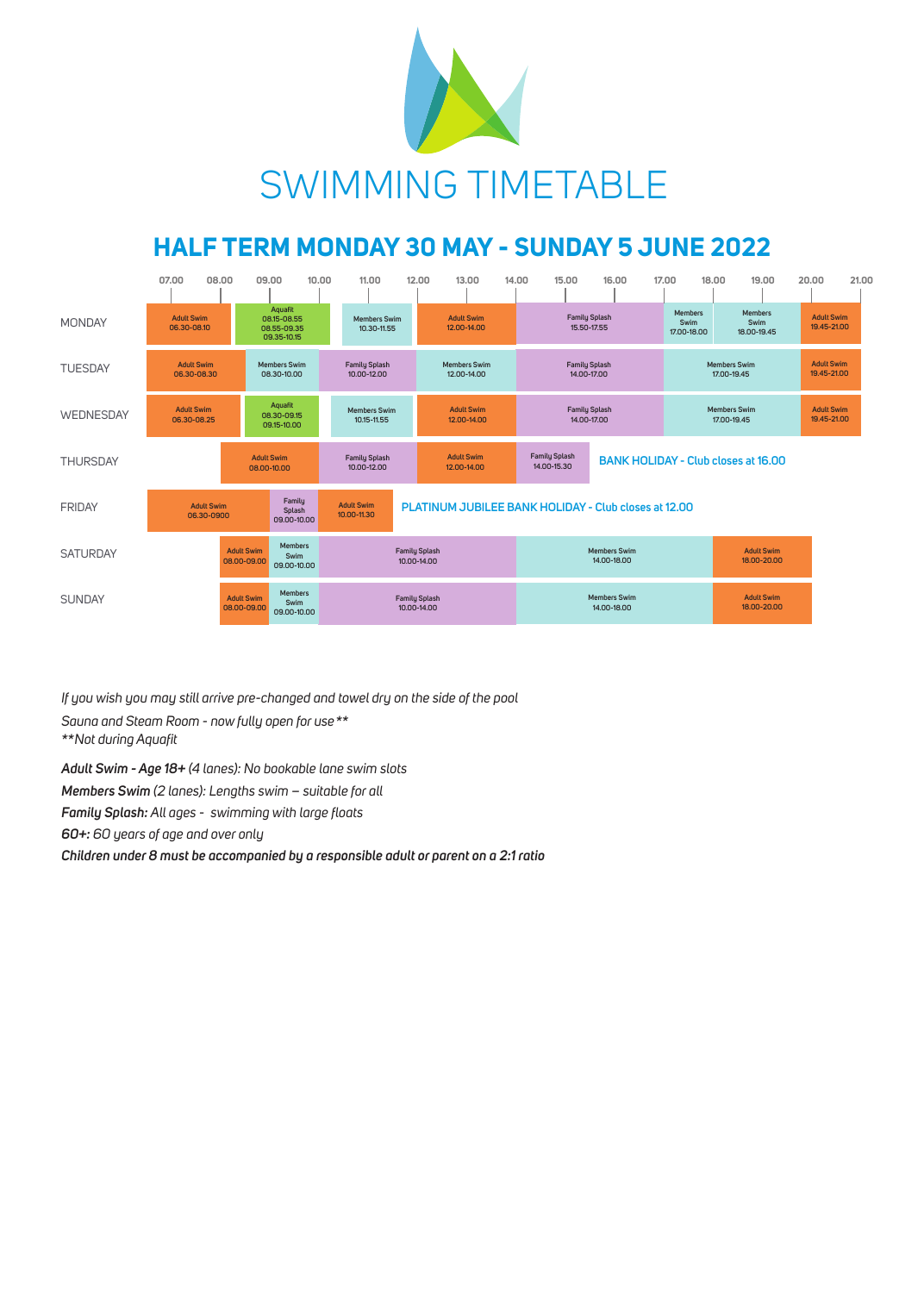# SWIMMING TIMETABLE

## HALF TERM MONDAY 30 MAY - SUNDAY 5 JUNE 2022

| Day | Sessions |
|---|---|
| MONDAY | Adult Swim 06.30-08.10; Aquafit 08.15-08.55, 08.55-09.35, 09.35-10.15; Members Swim 10.30-11.55; Adult Swim 12.00-14.00; Family Splash 15.50-17.55; Members Swim 17.00-18.00; Members Swim 18.00-19.45; Adult Swim 19.45-21.00 |
| TUESDAY | Adult Swim 06.30-08.30; Members Swim 08.30-10.00; Family Splash 10.00-12.00; Members Swim 12.00-14.00; Family Splash 14.00-17.00; Members Swim 17.00-19.45; Adult Swim 19.45-21.00 |
| WEDNESDAY | Adult Swim 06.30-08.25; Aquafit 08.30-09.15, 09.15-10.00; Members Swim 10.15-11.55; Adult Swim 12.00-14.00; Family Splash 14.00-17.00; Members Swim 17.00-19.45; Adult Swim 19.45-21.00 |
| THURSDAY | Adult Swim 08.00-10.00; Family Splash 10.00-12.00; Adult Swim 12.00-14.00; Family Splash 14.00-15.30; BANK HOLIDAY - Club closes at 16.00 |
| FRIDAY | Adult Swim 06.30-0900; Family Splash 09.00-10.00; Adult Swim 10.00-11.30; PLATINUM JUBILEE BANK HOLIDAY - Club closes at 12.00 |
| SATURDAY | Adult Swim 08.00-09.00; Members Swim 09.00-10.00; Family Splash 10.00-14.00; Members Swim 14.00-18.00; Adult Swim 18.00-20.00 |
| SUNDAY | Adult Swim 08.00-09.00; Members Swim 09.00-10.00; Family Splash 10.00-14.00; Members Swim 14.00-18.00; Adult Swim 18.00-20.00 |

*If you wish you may still arrive pre-changed and towel dry on the side of the pool*

*Sauna and Steam Room - now fully open for use***

***Not during Aquafit*

***Adult Swim - Age 18+** (4 lanes): No bookable lane swim slots*

***Members Swim** (2 lanes): Lengths swim – suitable for all*

***Family Splash:** All ages - swimming with large floats*

***60+:** 60 years of age and over only*

***Children under 8 must be accompanied by a responsible adult or parent on a 2:1 ratio***